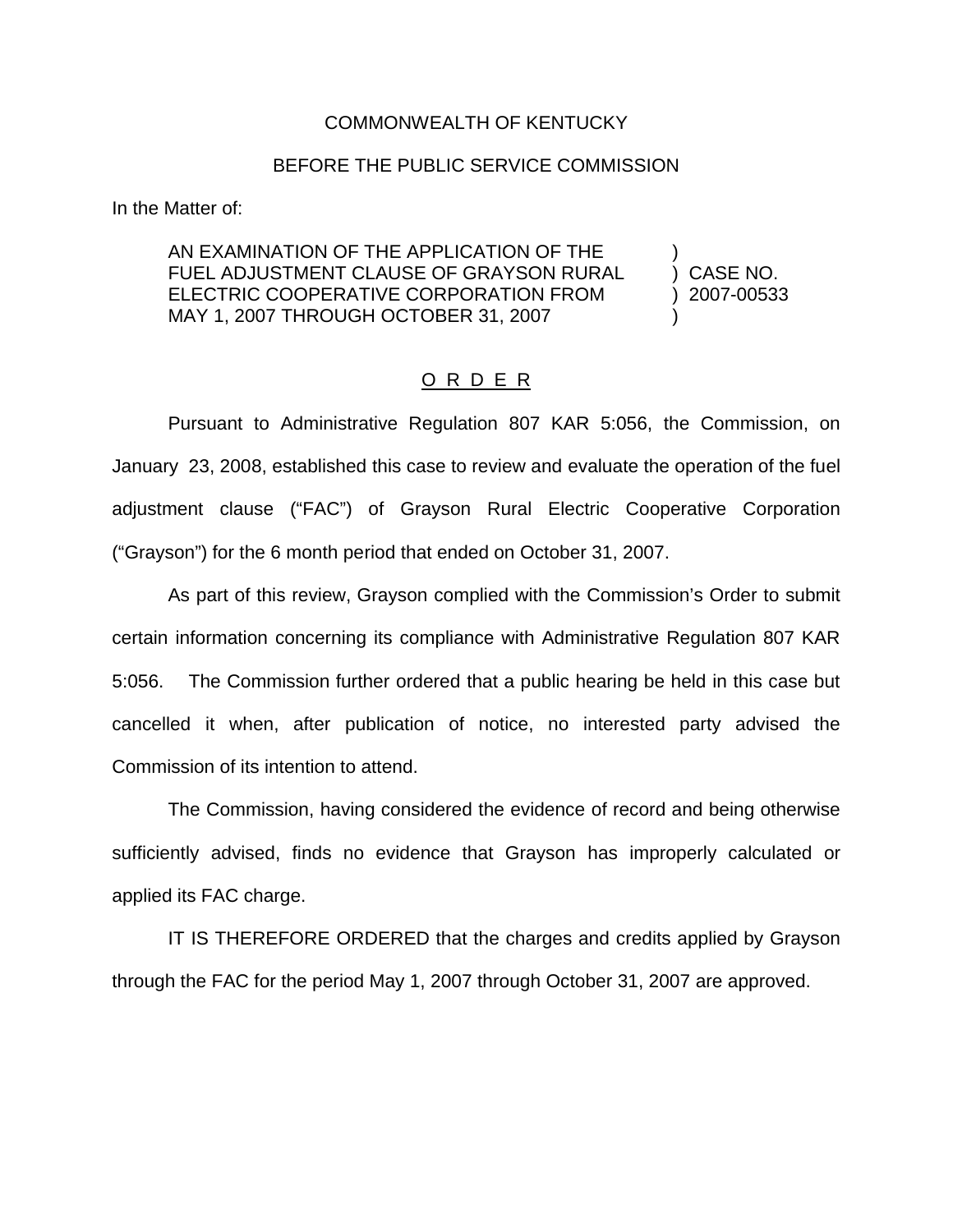COMMONWEALTH OF KENTUCKY

BEFORE THE PUBLIC SERVICE COMMISSION

In the Matter of:

| | | |
|---|---|---|
| AN EXAMINATION OF THE APPLICATION OF THE FUEL ADJUSTMENT CLAUSE OF GRAYSON RURAL ELECTRIC COOPERATIVE CORPORATION FROM MAY 1, 2007 THROUGH OCTOBER 31, 2007 | ) ) ) ) | CASE NO. 2007-00533 |

O R D E R

Pursuant to Administrative Regulation 807 KAR 5:056, the Commission, on January 23, 2008, established this case to review and evaluate the operation of the fuel adjustment clause ("FAC") of Grayson Rural Electric Cooperative Corporation ("Grayson") for the 6 month period that ended on October 31, 2007.

As part of this review, Grayson complied with the Commission's Order to submit certain information concerning its compliance with Administrative Regulation 807 KAR 5:056. The Commission further ordered that a public hearing be held in this case but cancelled it when, after publication of notice, no interested party advised the Commission of its intention to attend.

The Commission, having considered the evidence of record and being otherwise sufficiently advised, finds no evidence that Grayson has improperly calculated or applied its FAC charge.

IT IS THEREFORE ORDERED that the charges and credits applied by Grayson through the FAC for the period May 1, 2007 through October 31, 2007 are approved.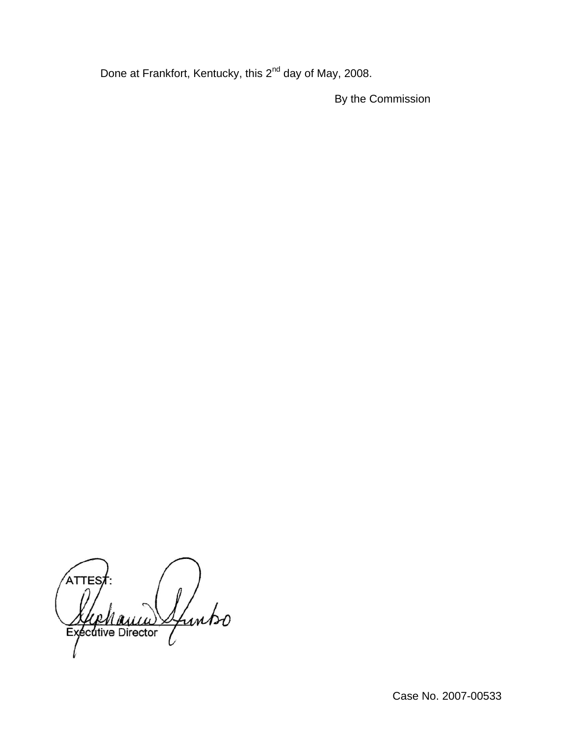Done at Frankfort, Kentucky, this 2nd day of May, 2008.

By the Commission

ATTEST:

Executive Director

Case No. 2007-00533